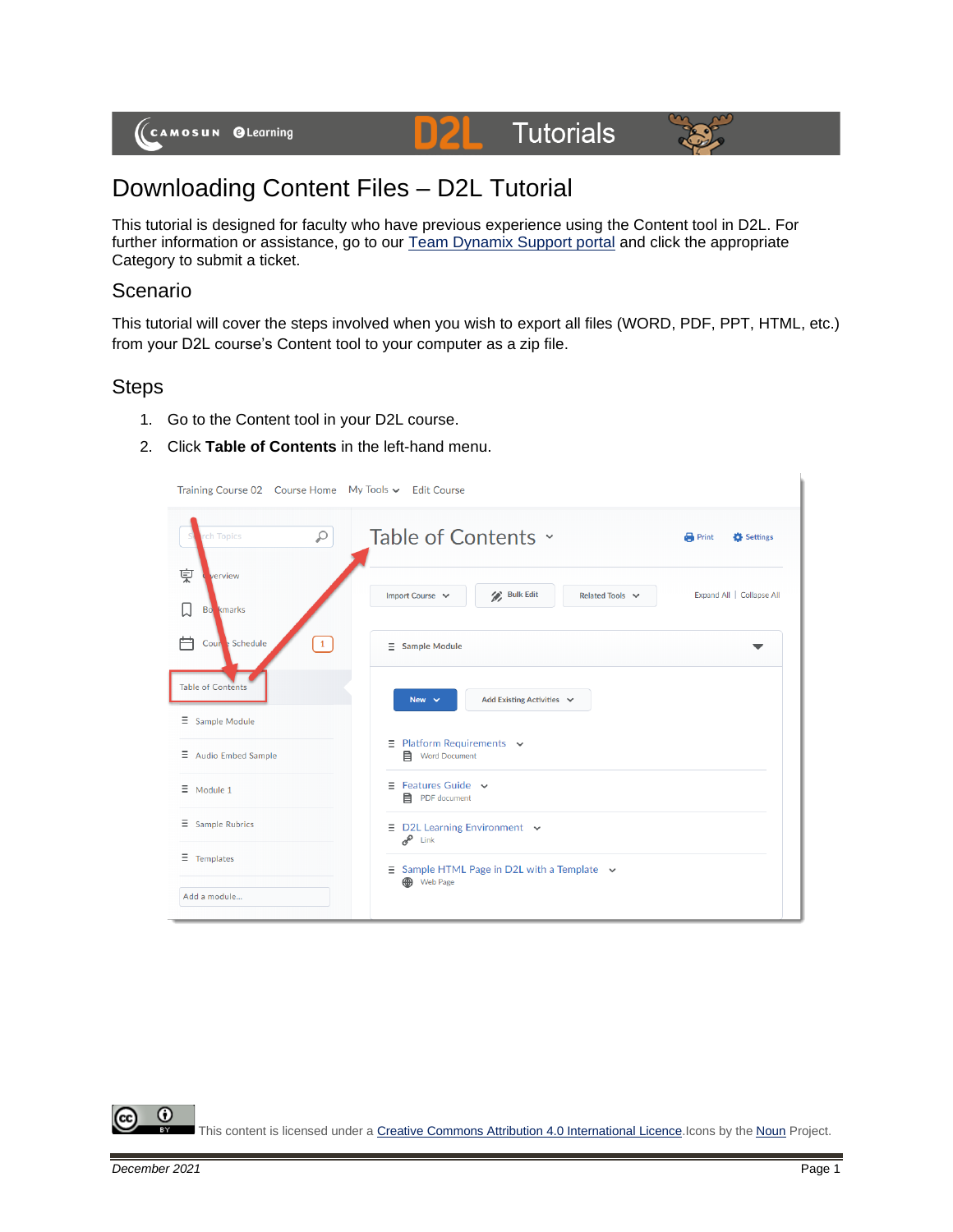# Downloading Content Files – D2L Tutorial

This tutorial is designed for faculty who have previous experience using the Content tool in D2L. For further information or assistance, go to our Team Dynamix Support portal and click the appropriate Category to submit a ticket.

## Scenario

This tutorial will cover the steps involved when you wish to export all files (WORD, PDF, PPT, HTML, etc.) from your D2L course's Content tool to your computer as a zip file.

## Steps

1. Go to the Content tool in your D2L course.
2. Click **Table of Contents** in the left-hand menu.

This content is licensed under a Creative Commons Attribution 4.0 International Licence. Icons by the Noun Project.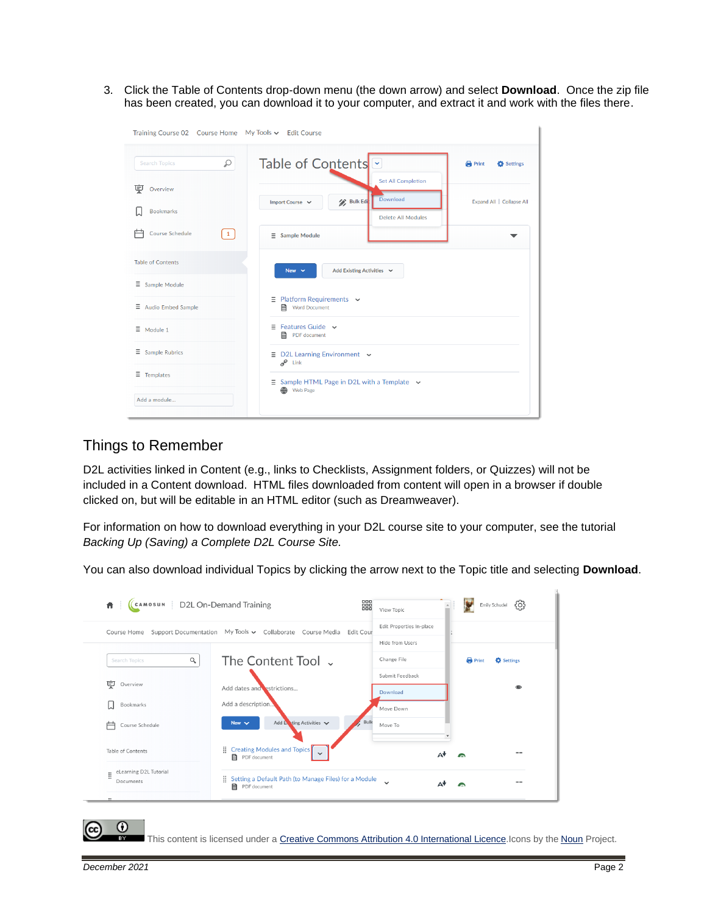3. Click the Table of Contents drop-down menu (the down arrow) and select **Download**. Once the zip file has been created, you can download it to your computer, and extract it and work with the files there.

## Things to Remember

D2L activities linked in Content (e.g., links to Checklists, Assignment folders, or Quizzes) will not be included in a Content download. HTML files downloaded from content will open in a browser if double clicked on, but will be editable in an HTML editor (such as Dreamweaver).

For information on how to download everything in your D2L course site to your computer, see the tutorial *Backing Up (Saving) a Complete D2L Course Site.*

You can also download individual Topics by clicking the arrow next to the Topic title and selecting **Download**.

This content is licensed under a Creative Commons Attribution 4.0 International Licence.Icons by the Noun Project.

*December 2021*